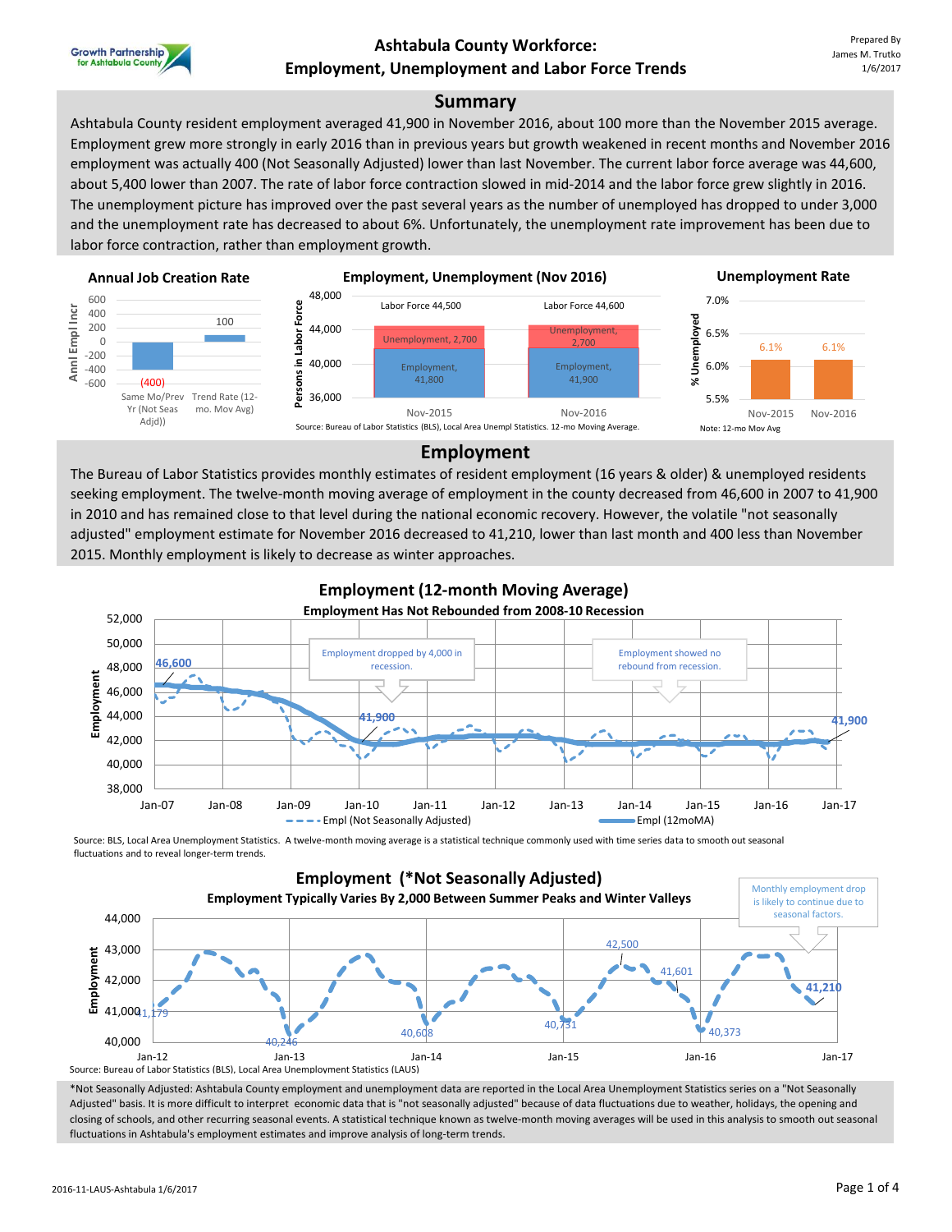Growth Partnership for Ashtabula County

# Ashtabula County Workforce: Employment, Unemployment and Labor Force Trends

Prepared By
James M. Trutko
1/6/2017

## Summary

Ashtabula County resident employment averaged 41,900 in November 2016, about 100 more than the November 2015 average. Employment grew more strongly in early 2016 than in previous years but growth weakened in recent months and November 2016 employment was actually 400 (Not Seasonally Adjusted) lower than last November. The current labor force average was 44,600, about 5,400 lower than 2007. The rate of labor force contraction slowed in mid-2014 and the labor force grew slightly in 2016. The unemployment picture has improved over the past several years as the number of unemployed has dropped to under 3,000 and the unemployment rate has decreased to about 6%. Unfortunately, the unemployment rate improvement has been due to labor force contraction, rather than employment growth.

**Annual Job Creation Rate**

| | Anl Empl Incr |
|---|---|
| Same Mo/Prev Yr (Not Seas Adjd) | (400) |
| Trend Rate (12-mo. Mov Avg) | 100 |

**Employment, Unemployment (Nov 2016)**

| | Labor Force | Unemployment | Employment |
|---|---|---|---|
| Nov-2015 | 44,500 | 2,700 | 41,800 |
| Nov-2016 | 44,600 | 2,700 | 41,900 |

Source: Bureau of Labor Statistics (BLS), Local Area Unempl Statistics. 12-mo Moving Average.

**Unemployment Rate**

| | % Unemployed |
|---|---|
| Nov-2015 | 6.1% |
| Nov-2016 | 6.1% |

Note: 12-mo Mov Avg

## Employment

The Bureau of Labor Statistics provides monthly estimates of resident employment (16 years & older) & unemployed residents seeking employment. The twelve-month moving average of employment in the county decreased from 46,600 in 2007 to 41,900 in 2010 and has remained close to that level during the national economic recovery. However, the volatile "not seasonally adjusted" employment estimate for November 2016 decreased to 41,210, lower than last month and 400 less than November 2015. Monthly employment is likely to decrease as winter approaches.

**Employment (12-month Moving Average)**
**Employment Has Not Rebounded from 2008-10 Recession**

Chart labels: 46,600 (Jan-07); 41,900 (Jan-10); 41,900 (Jan-17). "Employment dropped by 4,000 in recession." "Employment showed no rebound from recession." Legend: Empl (Not Seasonally Adjusted); Empl (12moMA).

Source: BLS, Local Area Unemployment Statistics. A twelve-month moving average is a statistical technique commonly used with time series data to smooth out seasonal fluctuations and to reveal longer-term trends.

**Employment (*Not Seasonally Adjusted)**
**Employment Typically Varies By 2,000 Between Summer Peaks and Winter Valleys**

Chart labels: 41,179; 40,246; 40,608; 40,731; 42,500; 41,601; 40,373; 41,210. "Monthly employment drop is likely to continue due to seasonal factors."

Source: Bureau of Labor Statistics (BLS), Local Area Unemployment Statistics (LAUS)

*Not Seasonally Adjusted: Ashtabula County employment and unemployment data are reported in the Local Area Unemployment Statistics series on a "Not Seasonally Adjusted" basis. It is more difficult to interpret economic data that is "not seasonally adjusted" because of data fluctuations due to weather, holidays, the opening and closing of schools, and other recurring seasonal events. A statistical technique known as twelve-month moving averages will be used in this analysis to smooth out seasonal fluctuations in Ashtabula's employment estimates and improve analysis of long-term trends.

2016-11-LAUS-Ashtabula 1/6/2017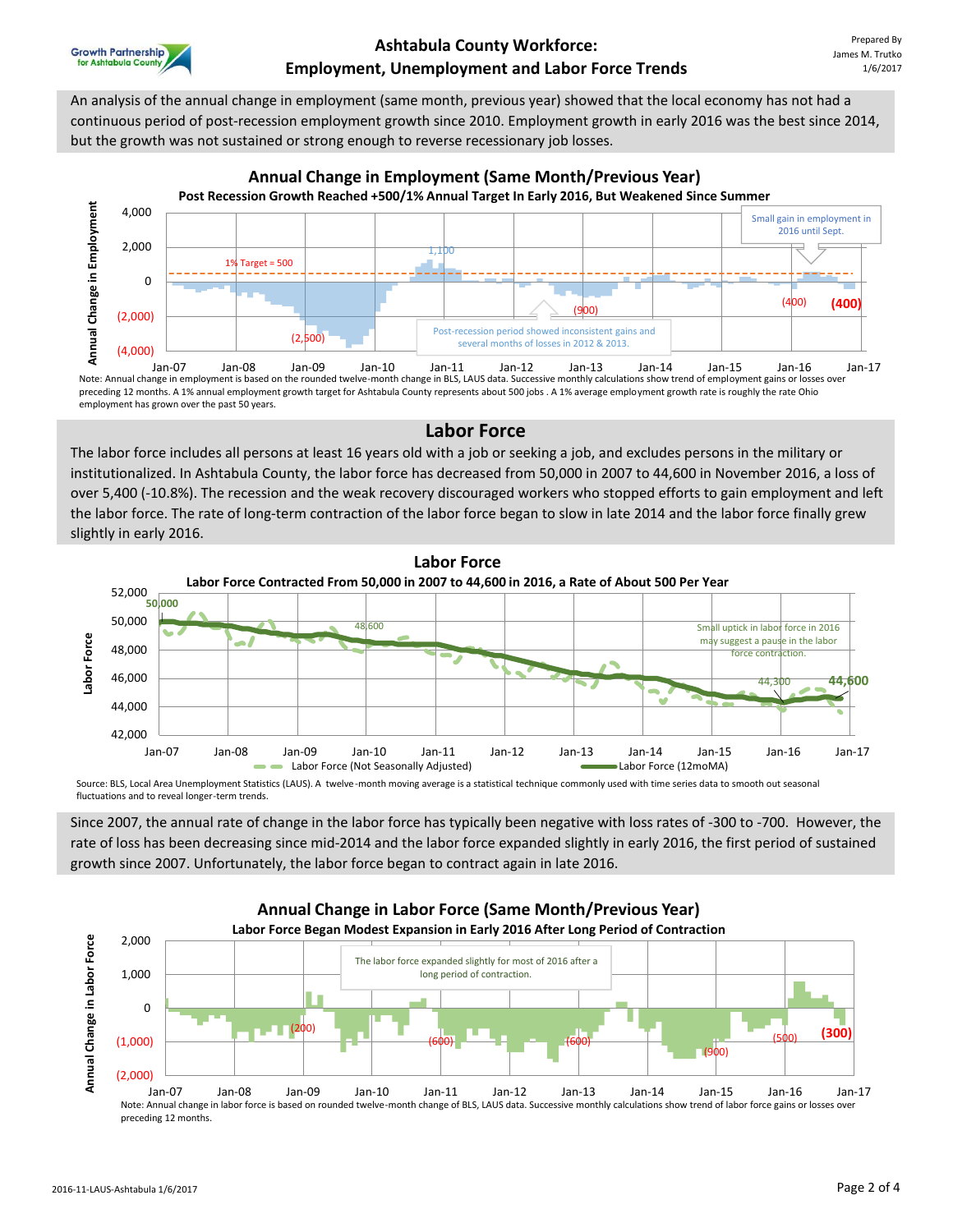An analysis of the annual change in employment (same month, previous year) showed that the local economy has not had a continuous period of post-recession employment growth since 2010. Employment growth in early 2016 was the best since 2014, but the growth was not sustained or strong enough to reverse recessionary job losses.

## Annual Change in Employment (Same Month/Previous Year)

**Post Recession Growth Reached +500/1% Annual Target In Early 2016, But Weakened Since Summer**

Note: Annual change in employment is based on the rounded twelve-month change in BLS, LAUS data. Successive monthly calculations show trend of employment gains or losses over preceding 12 months. A 1% annual employment growth target for Ashtabula County represents about 500 jobs. A 1% average employment growth rate is roughly the rate Ohio employment has grown over the past 50 years.

## Labor Force

The labor force includes all persons at least 16 years old with a job or seeking a job, and excludes persons in the military or institutionalized. In Ashtabula County, the labor force has decreased from 50,000 in 2007 to 44,600 in November 2016, a loss of over 5,400 (-10.8%). The recession and the weak recovery discouraged workers who stopped efforts to gain employment and left the labor force. The rate of long-term contraction of the labor force began to slow in late 2014 and the labor force finally grew slightly in early 2016.

## Labor Force

**Labor Force Contracted From 50,000 in 2007 to 44,600 in 2016, a Rate of About 500 Per Year**

Source: BLS, Local Area Unemployment Statistics (LAUS). A twelve-month moving average is a statistical technique commonly used with time series data to smooth out seasonal fluctuations and to reveal longer-term trends.

Since 2007, the annual rate of change in the labor force has typically been negative with loss rates of -300 to -700. However, the rate of loss has been decreasing since mid-2014 and the labor force expanded slightly in early 2016, the first period of sustained growth since 2007. Unfortunately, the labor force began to contract again in late 2016.

## Annual Change in Labor Force (Same Month/Previous Year)

**Labor Force Began Modest Expansion in Early 2016 After Long Period of Contraction**

Note: Annual change in labor force is based on rounded twelve-month change of BLS, LAUS data. Successive monthly calculations show trend of labor force gains or losses over preceding 12 months.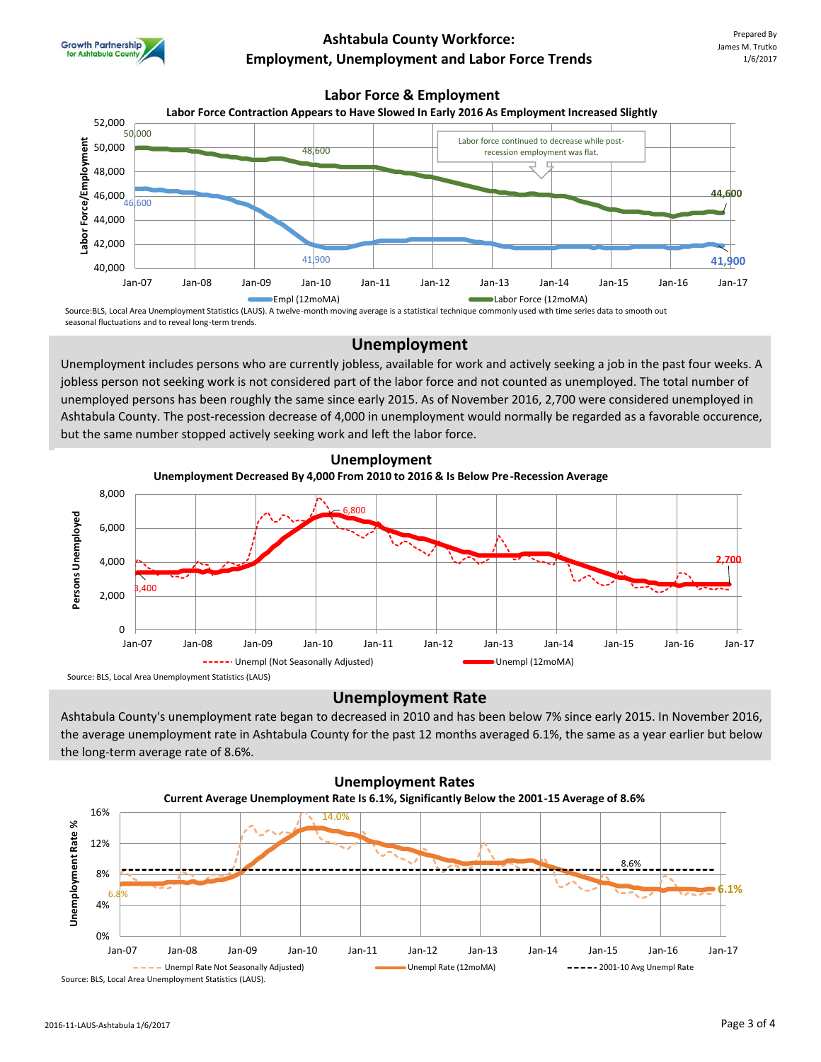# Ashtabula County Workforce: Employment, Unemployment and Labor Force Trends

Growth Partnership for Ashtabula County

Prepared By
James M. Trutko
1/6/2017

## Labor Force & Employment

**Labor Force Contraction Appears to Have Slowed In Early 2016 As Employment Increased Slightly**

Labor force continued to decrease while post-recession employment was flat.

Source:BLS, Local Area Unemployment Statistics (LAUS). A twelve-month moving average is a statistical technique commonly used with time series data to smooth out seasonal fluctuations and to reveal long-term trends.

## Unemployment

Unemployment includes persons who are currently jobless, available for work and actively seeking a job in the past four weeks. A jobless person not seeking work is not considered part of the labor force and not counted as unemployed. The total number of unemployed persons has been roughly the same since early 2015. As of November 2016, 2,700 were considered unemployed in Ashtabula County. The post-recession decrease of 4,000 in unemployment would normally be regarded as a favorable occurence, but the same number stopped actively seeking work and left the labor force.

## Unemployment

**Unemployment Decreased By 4,000 From 2010 to 2016 & Is Below Pre-Recession Average**

Source: BLS, Local Area Unemployment Statistics (LAUS)

## Unemployment Rate

Ashtabula County's unemployment rate began to decreased in 2010 and has been below 7% since early 2015. In November 2016, the average unemployment rate in Ashtabula County for the past 12 months averaged 6.1%, the same as a year earlier but below the long-term average rate of 8.6%.

## Unemployment Rates

**Current Average Unemployment Rate Is 6.1%, Significantly Below the 2001-15 Average of 8.6%**

Source: BLS, Local Area Unemployment Statistics (LAUS).

2016-11-LAUS-Ashtabula 1/6/2017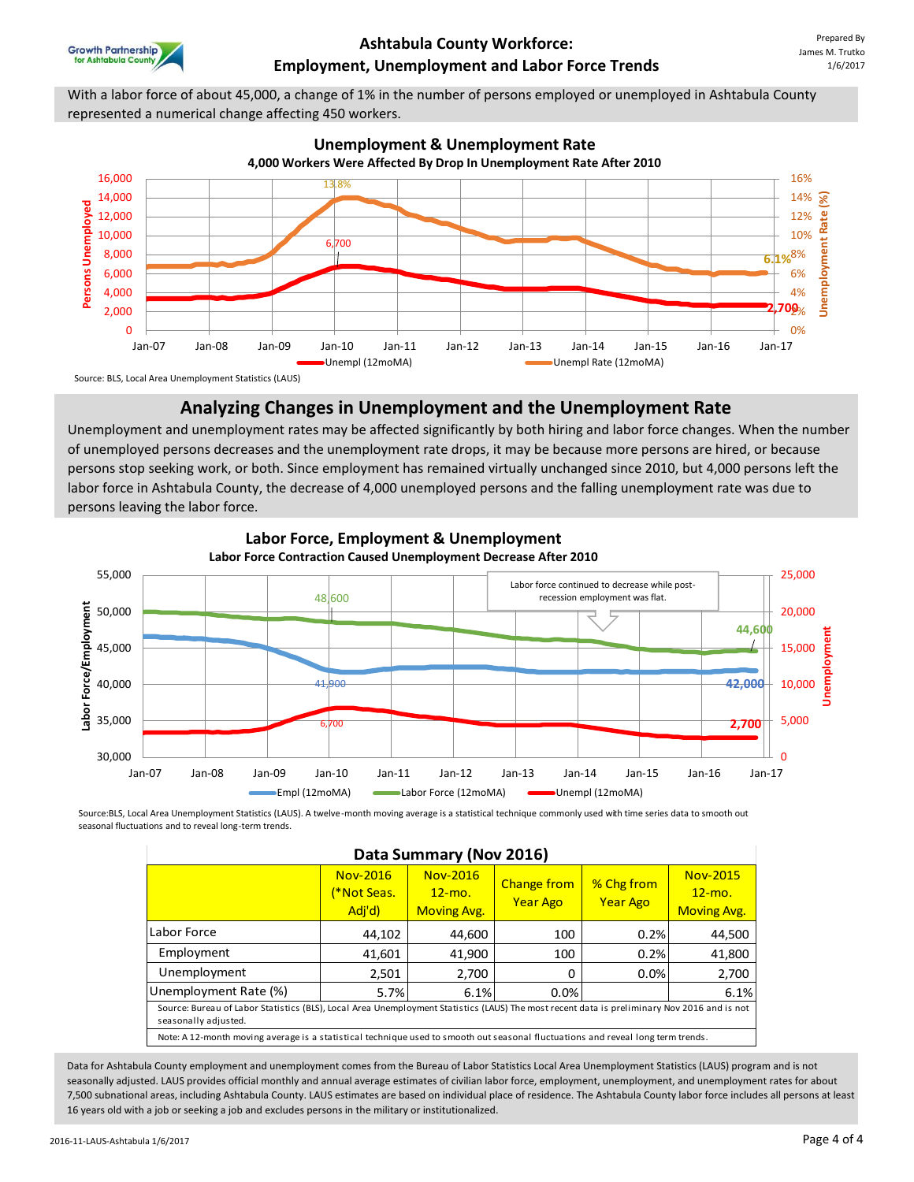Growth Partnership for Ashtabula County

# Ashtabula County Workforce: Employment, Unemployment and Labor Force Trends

Prepared By
James M. Trutko
1/6/2017

With a labor force of about 45,000, a change of 1% in the number of persons employed or unemployed in Ashtabula County represented a numerical change affecting 450 workers.

**Unemployment & Unemployment Rate**
**4,000 Workers Were Affected By Drop In Unemployment Rate After 2010**

Persons Unemployed
16,000
14,000
12,000
10,000
8,000
6,000
4,000
2,000
0

Unemployment Rate (%)
16%
14%
12%
10%
8%
6%
4%
2%
0%

Jan-07 Jan-08 Jan-09 Jan-10 Jan-11 Jan-12 Jan-13 Jan-14 Jan-15 Jan-16 Jan-17

13.8%
6,700
6.1%
2,700

Unempl (12moMA)
Unempl Rate (12moMA)

Source: BLS, Local Area Unemployment Statistics (LAUS)

## Analyzing Changes in Unemployment and the Unemployment Rate

Unemployment and unemployment rates may be affected significantly by both hiring and labor force changes. When the number of unemployed persons decreases and the unemployment rate drops, it may be because more persons are hired, or because persons stop seeking work, or both. Since employment has remained virtually unchanged since 2010, but 4,000 persons left the labor force in Ashtabula County, the decrease of 4,000 unemployed persons and the falling unemployment rate was due to persons leaving the labor force.

**Labor Force, Employment & Unemployment**
**Labor Force Contraction Caused Unemployment Decrease After 2010**

Labor Force/Employment
55,000
50,000
45,000
40,000
35,000
30,000

Unemployment
25,000
20,000
15,000
10,000
5,000
0

Jan-07 Jan-08 Jan-09 Jan-10 Jan-11 Jan-12 Jan-13 Jan-14 Jan-15 Jan-16 Jan-17

48,600
41,900
6,700
44,600
42,000
2,700

Labor force continued to decrease while post-recession employment was flat.

Empl (12moMA)
Labor Force (12moMA)
Unempl (12moMA)

Source:BLS, Local Area Unemployment Statistics (LAUS). A twelve-month moving average is a statistical technique commonly used with time series data to smooth out seasonal fluctuations and to reveal long-term trends.

**Data Summary (Nov 2016)**

| | Nov-2016 (*Not Seas. Adj'd) | Nov-2016 12-mo. Moving Avg. | Change from Year Ago | % Chg from Year Ago | Nov-2015 12-mo. Moving Avg. |
|---|---|---|---|---|---|
| Labor Force | 44,102 | 44,600 | 100 | 0.2% | 44,500 |
| Employment | 41,601 | 41,900 | 100 | 0.2% | 41,800 |
| Unemployment | 2,501 | 2,700 | 0 | 0.0% | 2,700 |
| Unemployment Rate (%) | 5.7% | 6.1% | 0.0% | | 6.1% |

Source: Bureau of Labor Statistics (BLS), Local Area Unemployment Statistics (LAUS) The most recent data is preliminary Nov 2016 and is not seasonally adjusted.

Note: A 12-month moving average is a statistical technique used to smooth out seasonal fluctuations and reveal long term trends.

Data for Ashtabula County employment and unemployment comes from the Bureau of Labor Statistics Local Area Unemployment Statistics (LAUS) program and is not seasonally adjusted. LAUS provides official monthly and annual average estimates of civilian labor force, employment, unemployment, and unemployment rates for about 7,500 subnational areas, including Ashtabula County. LAUS estimates are based on individual place of residence. The Ashtabula County labor force includes all persons at least 16 years old with a job or seeking a job and excludes persons in the military or institutionalized.

2016-11-LAUS-Ashtabula 1/6/2017